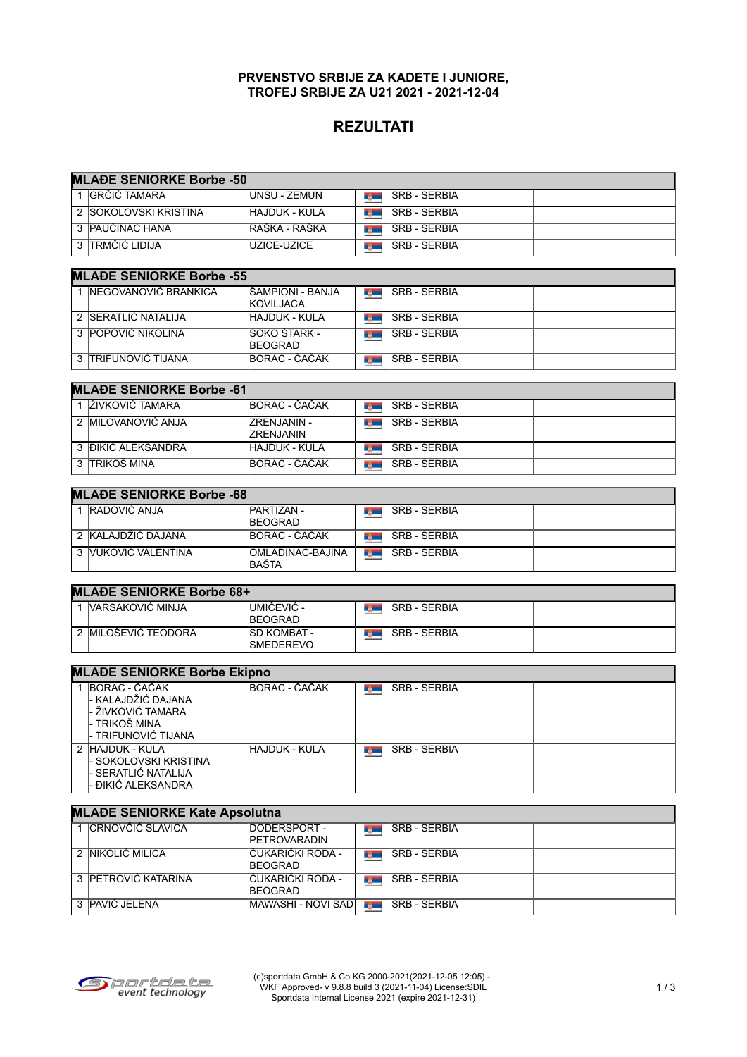**PRVENSTVO SRBIJE ZA KADETE I JUNIORE,**
**TROFEJ SRBIJE ZA U21 2021 - 2021-12-04**

# REZULTATI

| MLAĐE SENIORKE Borbe -50 | | | | |
|---|---|---|---|---|
| 1 | GRČIĆ TAMARA | UNSU - ZEMUN | SRB - SERBIA | |
| 2 | SOKOLOVSKI KRISTINA | HAJDUK - KULA | SRB - SERBIA | |
| 3 | PAUČINAC HANA | RAŠKA - RAŠKA | SRB - SERBIA | |
| 3 | TRMČIĆ LIDIJA | UZICE-UZICE | SRB - SERBIA | |

| MLAĐE SENIORKE Borbe -55 | | | | |
|---|---|---|---|---|
| 1 | NEGOVANOVIĆ BRANKICA | ŠAMPIONI - BANJA KOVILJACA | SRB - SERBIA | |
| 2 | SERATLIĆ NATALIJA | HAJDUK - KULA | SRB - SERBIA | |
| 3 | POPOVIĆ NIKOLINA | SOKO ŠTARK - BEOGRAD | SRB - SERBIA | |
| 3 | TRIFUNOVIĆ TIJANA | BORAC - ČAČAK | SRB - SERBIA | |

| MLAĐE SENIORKE Borbe -61 | | | | |
|---|---|---|---|---|
| 1 | ŽIVKOVIĆ TAMARA | BORAC - ČAČAK | SRB - SERBIA | |
| 2 | MILOVANOVIĆ ANJA | ZRENJANIN - ZRENJANIN | SRB - SERBIA | |
| 3 | ĐIKIĆ ALEKSANDRA | HAJDUK - KULA | SRB - SERBIA | |
| 3 | TRIKOŠ MINA | BORAC - ČAČAK | SRB - SERBIA | |

| MLAĐE SENIORKE Borbe -68 | | | | |
|---|---|---|---|---|
| 1 | RADOVIĆ ANJA | PARTIZAN - BEOGRAD | SRB - SERBIA | |
| 2 | KALAJDŽIĆ DAJANA | BORAC - ČAČAK | SRB - SERBIA | |
| 3 | VUKOVIĆ VALENTINA | OMLADINAC-BAJINA BAŠTA | SRB - SERBIA | |

| MLAĐE SENIORKE Borbe 68+ | | | | |
|---|---|---|---|---|
| 1 | VARSAKOVIĆ MINJA | UMIČEVIĆ - BEOGRAD | SRB - SERBIA | |
| 2 | MILOŠEVIĆ TEODORA | SD KOMBAT - SMEDEREVO | SRB - SERBIA | |

| MLAĐE SENIORKE Borbe Ekipno | | | | |
|---|---|---|---|---|
| 1 | BORAC - ČAČAK<br>- KALAJDŽIĆ DAJANA<br>- ŽIVKOVIĆ TAMARA<br>- TRIKOŠ MINA<br>- TRIFUNOVIĆ TIJANA | BORAC - ČAČAK | SRB - SERBIA | |
| 2 | HAJDUK - KULA<br>- SOKOLOVSKI KRISTINA<br>- SERATLIĆ NATALIJA<br>- ĐIKIĆ ALEKSANDRA | HAJDUK - KULA | SRB - SERBIA | |

| MLAĐE SENIORKE Kate Apsolutna | | | | |
|---|---|---|---|---|
| 1 | CRNOVČIĆ SLAVICA | DODERSPORT - PETROVARADIN | SRB - SERBIA | |
| 2 | NIKOLIĆ MILICA | ČUKARIČKI RODA - BEOGRAD | SRB - SERBIA | |
| 3 | PETROVIĆ KATARINA | ČUKARIČKI RODA - BEOGRAD | SRB - SERBIA | |
| 3 | PAVIĆ JELENA | MAWASHI - NOVI SAD | SRB - SERBIA | |

(c)sportdata GmbH & Co KG 2000-2021(2021-12-05 12:05) - WKF Approved- v 9.8.8 build 3 (2021-11-04) License:SDIL Sportdata Internal License 2021 (expire 2021-12-31)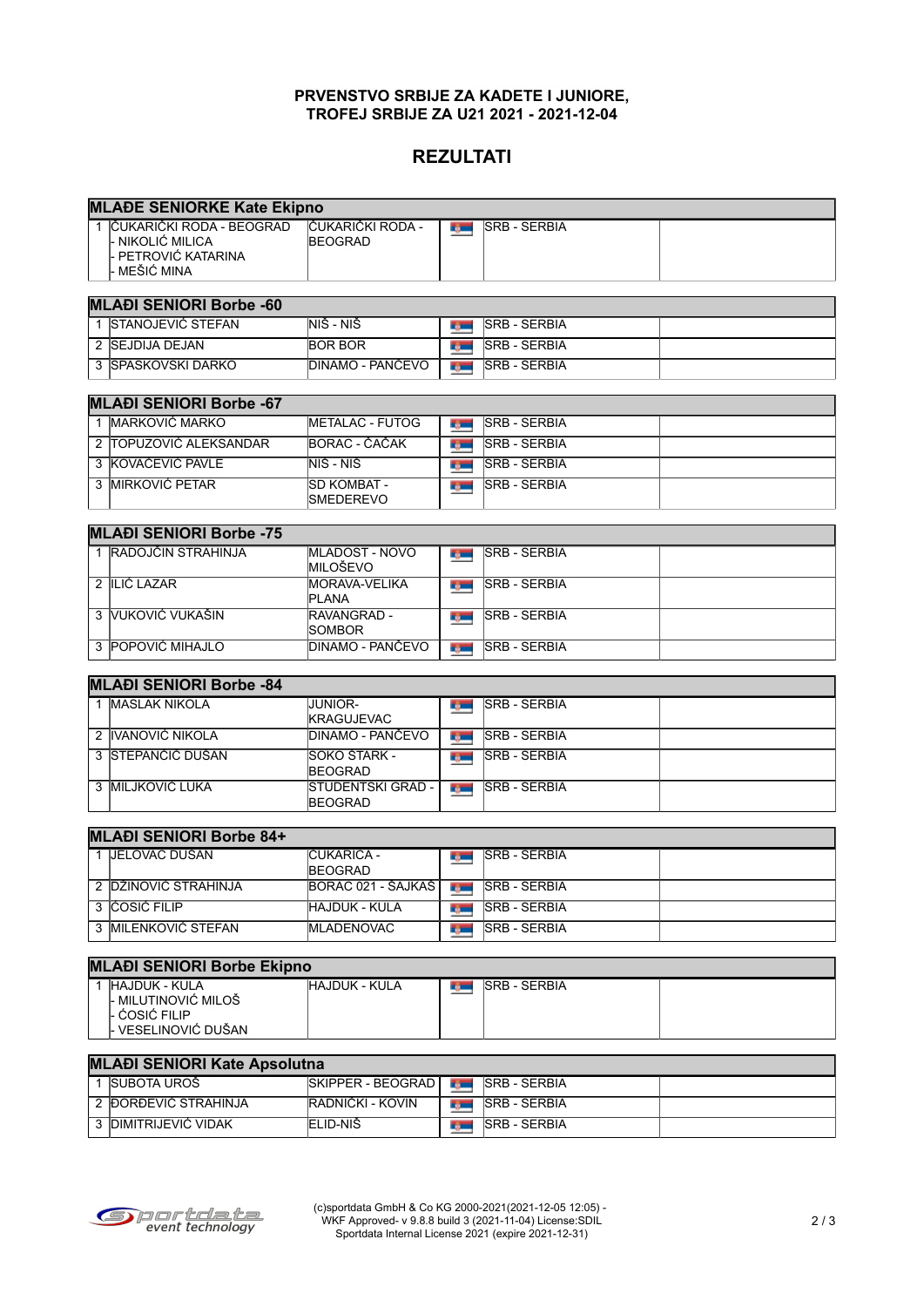**PRVENSTVO SRBIJE ZA KADETE I JUNIORE,**
**TROFEJ SRBIJE ZA U21 2021 - 2021-12-04**

## REZULTATI

| MLAĐE SENIORKE Kate Ekipno | | | | |
|---|---|---|---|---|
| 1 | ČUKARIČKI RODA - BEOGRAD<br>- NIKOLIĆ MILICA<br>- PETROVIĆ KATARINA<br>- MEŠIĆ MINA | ČUKARIČKI RODA - BEOGRAD | SRB - SERBIA | |

| MLAĐI SENIORI Borbe -60 | | | | |
|---|---|---|---|---|
| 1 | STANOJEVIĆ STEFAN | NIŠ - NIŠ | SRB - SERBIA | |
| 2 | SEJDIJA DEJAN | BOR BOR | SRB - SERBIA | |
| 3 | SPASKOVSKI DARKO | DINAMO - PANČEVO | SRB - SERBIA | |

| MLAĐI SENIORI Borbe -67 | | | | |
|---|---|---|---|---|
| 1 | MARKOVIĆ MARKO | METALAC - FUTOG | SRB - SERBIA | |
| 2 | TOPUZOVIĆ ALEKSANDAR | BORAC - ČAČAK | SRB - SERBIA | |
| 3 | KOVAČEVIĆ PAVLE | NIŠ - NIŠ | SRB - SERBIA | |
| 3 | MIRKOVIĆ PETAR | SD KOMBAT - SMEDEREVO | SRB - SERBIA | |

| MLAĐI SENIORI Borbe -75 | | | | |
|---|---|---|---|---|
| 1 | RADOJČIN STRAHINJA | MLADOST - NOVO MILOŠEVO | SRB - SERBIA | |
| 2 | ILIĆ LAZAR | MORAVA-VELIKA PLANA | SRB - SERBIA | |
| 3 | VUKOVIĆ VUKAŠIN | RAVANGRAD - SOMBOR | SRB - SERBIA | |
| 3 | POPOVIĆ MIHAJLO | DINAMO - PANČEVO | SRB - SERBIA | |

| MLAĐI SENIORI Borbe -84 | | | | |
|---|---|---|---|---|
| 1 | MASLAK NIKOLA | JUNIOR-KRAGUJEVAC | SRB - SERBIA | |
| 2 | IVANOVIĆ NIKOLA | DINAMO - PANČEVO | SRB - SERBIA | |
| 3 | STEPANČIĆ DUŠAN | SOKO ŠTARK - BEOGRAD | SRB - SERBIA | |
| 3 | MILJKOVIĆ LUKA | STUDENTSKI GRAD - BEOGRAD | SRB - SERBIA | |

| MLAĐI SENIORI Borbe 84+ | | | | |
|---|---|---|---|---|
| 1 | JELOVAC DUŠAN | ČUKARICA - BEOGRAD | SRB - SERBIA | |
| 2 | DŽINOVIĆ STRAHINJA | BORAC 021 - ŠAJKAŠ | SRB - SERBIA | |
| 3 | ĆOSIĆ FILIP | HAJDUK - KULA | SRB - SERBIA | |
| 3 | MILENKOVIĆ STEFAN | MLADENOVAC | SRB - SERBIA | |

| MLAĐI SENIORI Borbe Ekipno | | | | |
|---|---|---|---|---|
| 1 | HAJDUK - KULA<br>- MILUTINOVIĆ MILOŠ<br>- ĆOSIĆ FILIP<br>- VESELINOVIĆ DUŠAN | HAJDUK - KULA | SRB - SERBIA | |

| MLAĐI SENIORI Kate Apsolutna | | | | |
|---|---|---|---|---|
| 1 | SUBOTA UROŠ | SKIPPER - BEOGRAD | SRB - SERBIA | |
| 2 | ĐORĐEVIĆ STRAHINJA | RADNIČKI - KOVIN | SRB - SERBIA | |
| 3 | DIMITRIJEVIĆ VIDAK | ELID-NIŠ | SRB - SERBIA | |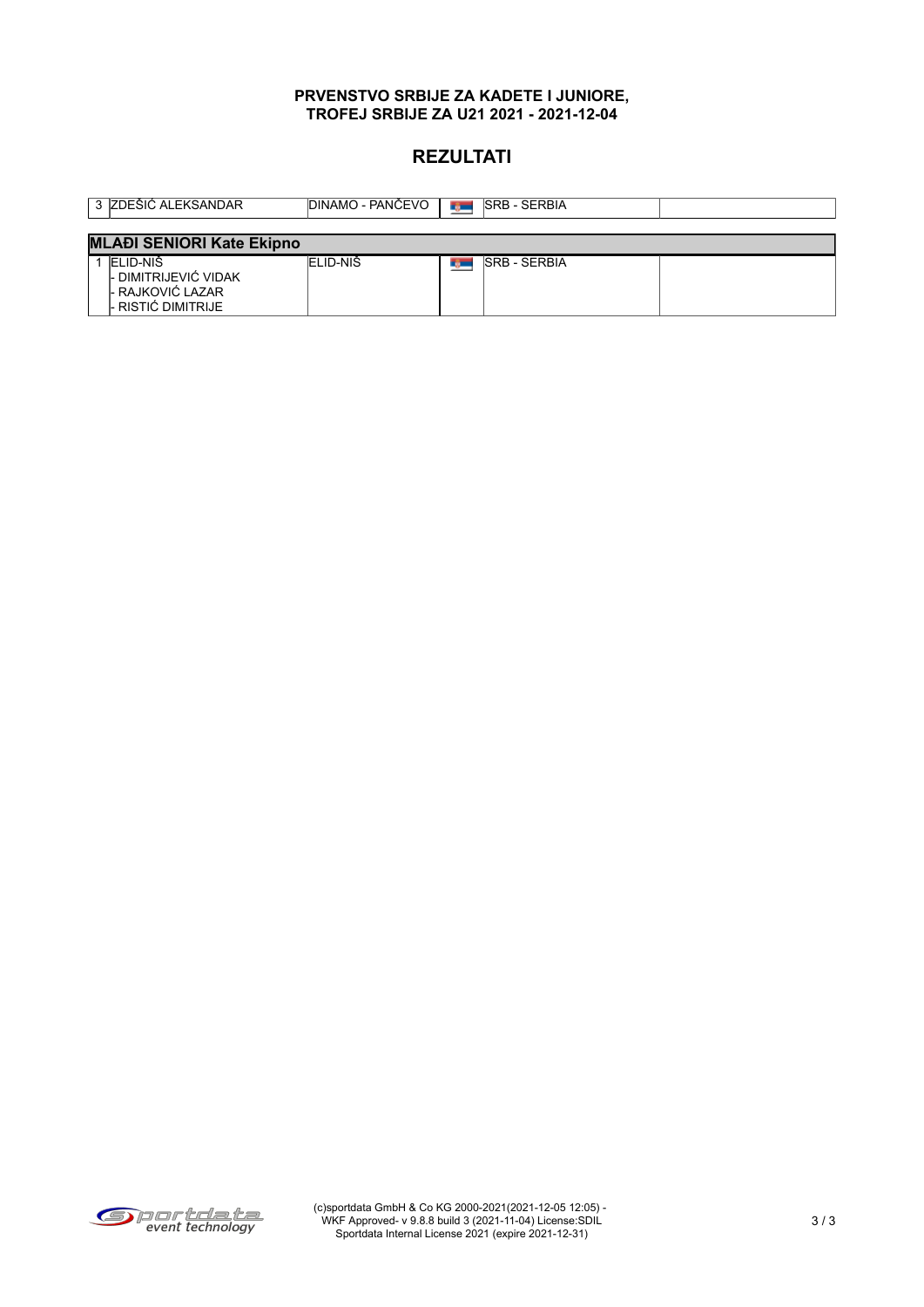**PRVENSTVO SRBIJE ZA KADETE I JUNIORE,**
**TROFEJ SRBIJE ZA U21 2021 - 2021-12-04**

## REZULTATI

| | | | | |
|---|---|---|---|---|
| 3 | ZDEŠIĆ ALEKSANDAR | DINAMO - PANČEVO | SRB - SERBIA | |

### MLAĐI SENIORI Kate Ekipno

| | | | | |
|---|---|---|---|---|
| 1 | ELID-NIŠ<br>- DIMITRIJEVIĆ VIDAK<br>- RAJKOVIĆ LAZAR<br>- RISTIĆ DIMITRIJE | ELID-NIŠ | SRB - SERBIA | |

(c)sportdata GmbH & Co KG 2000-2021(2021-12-05 12:05) - WKF Approved- v 9.8.8 build 3 (2021-11-04) License:SDIL Sportdata Internal License 2021 (expire 2021-12-31)